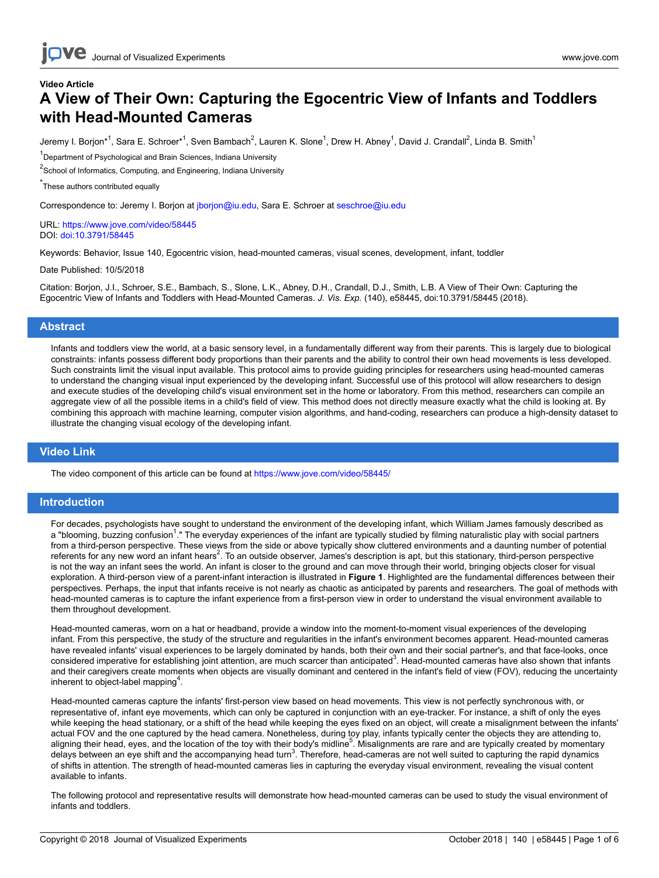Video Article

# A View of Their Own: Capturing the Egocentric View of Infants and Toddlers with Head-Mounted Cameras

Jeremy I. Borjon*[1], Sara E. Schroer*[1], Sven Bambach[2], Lauren K. Slone[1], Drew H. Abney[1], David J. Crandall[2], Linda B. Smith[1]

[1]Department of Psychological and Brain Sciences, Indiana University

[2]School of Informatics, Computing, and Engineering, Indiana University

*These authors contributed equally

Correspondence to: Jeremy I. Borjon at jborjon@iu.edu, Sara E. Schroer at seschroe@iu.edu

URL: https://www.jove.com/video/58445
DOI: doi:10.3791/58445

Keywords: Behavior, Issue 140, Egocentric vision, head-mounted cameras, visual scenes, development, infant, toddler

Date Published: 10/5/2018

Citation: Borjon, J.I., Schroer, S.E., Bambach, S., Slone, L.K., Abney, D.H., Crandall, D.J., Smith, L.B. A View of Their Own: Capturing the Egocentric View of Infants and Toddlers with Head-Mounted Cameras. *J. Vis. Exp.* (140), e58445, doi:10.3791/58445 (2018).

## Abstract

Infants and toddlers view the world, at a basic sensory level, in a fundamentally different way from their parents. This is largely due to biological constraints: infants possess different body proportions than their parents and the ability to control their own head movements is less developed. Such constraints limit the visual input available. This protocol aims to provide guiding principles for researchers using head-mounted cameras to understand the changing visual input experienced by the developing infant. Successful use of this protocol will allow researchers to design and execute studies of the developing child's visual environment set in the home or laboratory. From this method, researchers can compile an aggregate view of all the possible items in a child's field of view. This method does not directly measure exactly what the child is looking at. By combining this approach with machine learning, computer vision algorithms, and hand-coding, researchers can produce a high-density dataset to illustrate the changing visual ecology of the developing infant.

## Video Link

The video component of this article can be found at https://www.jove.com/video/58445/

## Introduction

For decades, psychologists have sought to understand the environment of the developing infant, which William James famously described as a "blooming, buzzing confusion[1]." The everyday experiences of the infant are typically studied by filming naturalistic play with social partners from a third-person perspective. These views from the side or above typically show cluttered environments and a daunting number of potential referents for any new word an infant hears[2]. To an outside observer, James's description is apt, but this stationary, third-person perspective is not the way an infant sees the world. An infant is closer to the ground and can move through their world, bringing objects closer for visual exploration. A third-person view of a parent-infant interaction is illustrated in **Figure 1**. Highlighted are the fundamental differences between their perspectives. Perhaps, the input that infants receive is not nearly as chaotic as anticipated by parents and researchers. The goal of methods with head-mounted cameras is to capture the infant experience from a first-person view in order to understand the visual environment available to them throughout development.

Head-mounted cameras, worn on a hat or headband, provide a window into the moment-to-moment visual experiences of the developing infant. From this perspective, the study of the structure and regularities in the infant's environment becomes apparent. Head-mounted cameras have revealed infants' visual experiences to be largely dominated by hands, both their own and their social partner's, and that face-looks, once considered imperative for establishing joint attention, are much scarcer than anticipated[3]. Head-mounted cameras have also shown that infants and their caregivers create moments when objects are visually dominant and centered in the infant's field of view (FOV), reducing the uncertainty inherent to object-label mapping[4].

Head-mounted cameras capture the infants' first-person view based on head movements. This view is not perfectly synchronous with, or representative of, infant eye movements, which can only be captured in conjunction with an eye-tracker. For instance, a shift of only the eyes while keeping the head stationary, or a shift of the head while keeping the eyes fixed on an object, will create a misalignment between the infants' actual FOV and the one captured by the head camera. Nonetheless, during toy play, infants typically center the objects they are attending to, aligning their head, eyes, and the location of the toy with their body's midline[5]. Misalignments are rare and are typically created by momentary delays between an eye shift and the accompanying head turn[3]. Therefore, head-cameras are not well suited to capturing the rapid dynamics of shifts in attention. The strength of head-mounted cameras lies in capturing the everyday visual environment, revealing the visual content available to infants.

The following protocol and representative results will demonstrate how head-mounted cameras can be used to study the visual environment of infants and toddlers.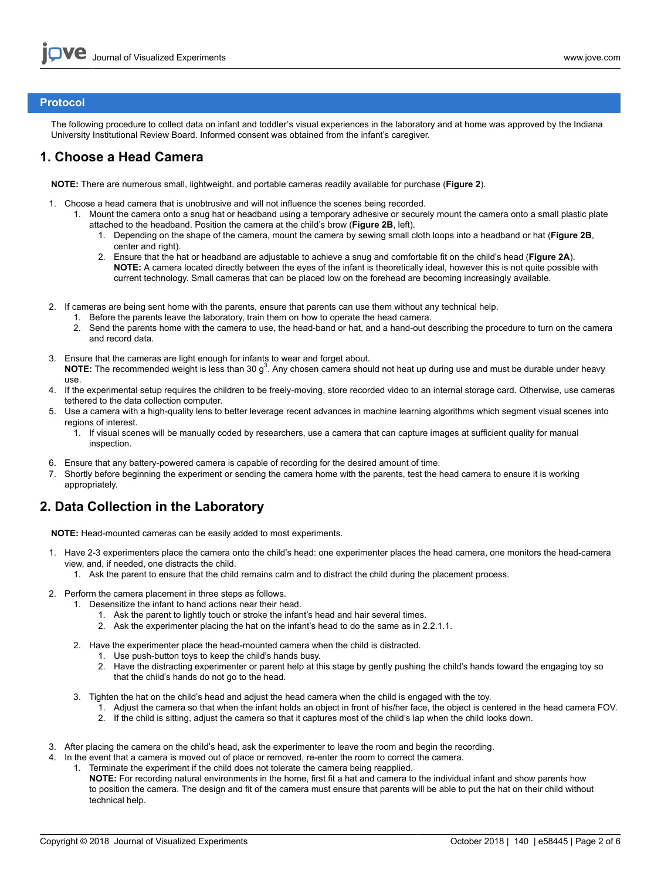## Protocol

The following procedure to collect data on infant and toddler's visual experiences in the laboratory and at home was approved by the Indiana University Institutional Review Board. Informed consent was obtained from the infant's caregiver.

## 1. Choose a Head Camera

**NOTE:** There are numerous small, lightweight, and portable cameras readily available for purchase (**Figure 2**).

1. Choose a head camera that is unobtrusive and will not influence the scenes being recorded.
    1. Mount the camera onto a snug hat or headband using a temporary adhesive or securely mount the camera onto a small plastic plate attached to the headband. Position the camera at the child's brow (**Figure 2B**, left).
        1. Depending on the shape of the camera, mount the camera by sewing small cloth loops into a headband or hat (**Figure 2B**, center and right).
        2. Ensure that the hat or headband are adjustable to achieve a snug and comfortable fit on the child's head (**Figure 2A**).
        **NOTE:** A camera located directly between the eyes of the infant is theoretically ideal, however this is not quite possible with current technology. Small cameras that can be placed low on the forehead are becoming increasingly available.

2. If cameras are being sent home with the parents, ensure that parents can use them without any technical help.
    1. Before the parents leave the laboratory, train them on how to operate the head camera.
    2. Send the parents home with the camera to use, the head-band or hat, and a hand-out describing the procedure to turn on the camera and record data.

3. Ensure that the cameras are light enough for infants to wear and forget about.
**NOTE:** The recommended weight is less than 30 g[3]. Any chosen camera should not heat up during use and must be durable under heavy use.
4. If the experimental setup requires the children to be freely-moving, store recorded video to an internal storage card. Otherwise, use cameras tethered to the data collection computer.
5. Use a camera with a high-quality lens to better leverage recent advances in machine learning algorithms which segment visual scenes into regions of interest.
    1. If visual scenes will be manually coded by researchers, use a camera that can capture images at sufficient quality for manual inspection.

6. Ensure that any battery-powered camera is capable of recording for the desired amount of time.
7. Shortly before beginning the experiment or sending the camera home with the parents, test the head camera to ensure it is working appropriately.

## 2. Data Collection in the Laboratory

**NOTE:** Head-mounted cameras can be easily added to most experiments.

1. Have 2-3 experimenters place the camera onto the child's head: one experimenter places the head camera, one monitors the head-camera view, and, if needed, one distracts the child.
    1. Ask the parent to ensure that the child remains calm and to distract the child during the placement process.

2. Perform the camera placement in three steps as follows.
    1. Desensitize the infant to hand actions near their head.
        1. Ask the parent to lightly touch or stroke the infant's head and hair several times.
        2. Ask the experimenter placing the hat on the infant's head to do the same as in 2.2.1.1.

    2. Have the experimenter place the head-mounted camera when the child is distracted.
        1. Use push-button toys to keep the child's hands busy.
        2. Have the distracting experimenter or parent help at this stage by gently pushing the child's hands toward the engaging toy so that the child's hands do not go to the head.

    3. Tighten the hat on the child's head and adjust the head camera when the child is engaged with the toy.
        1. Adjust the camera so that when the infant holds an object in front of his/her face, the object is centered in the head camera FOV.
        2. If the child is sitting, adjust the camera so that it captures most of the child's lap when the child looks down.

3. After placing the camera on the child's head, ask the experimenter to leave the room and begin the recording.
4. In the event that a camera is moved out of place or removed, re-enter the room to correct the camera.
    1. Terminate the experiment if the child does not tolerate the camera being reapplied.
    **NOTE:** For recording natural environments in the home, first fit a hat and camera to the individual infant and show parents how to position the camera. The design and fit of the camera must ensure that parents will be able to put the hat on their child without technical help.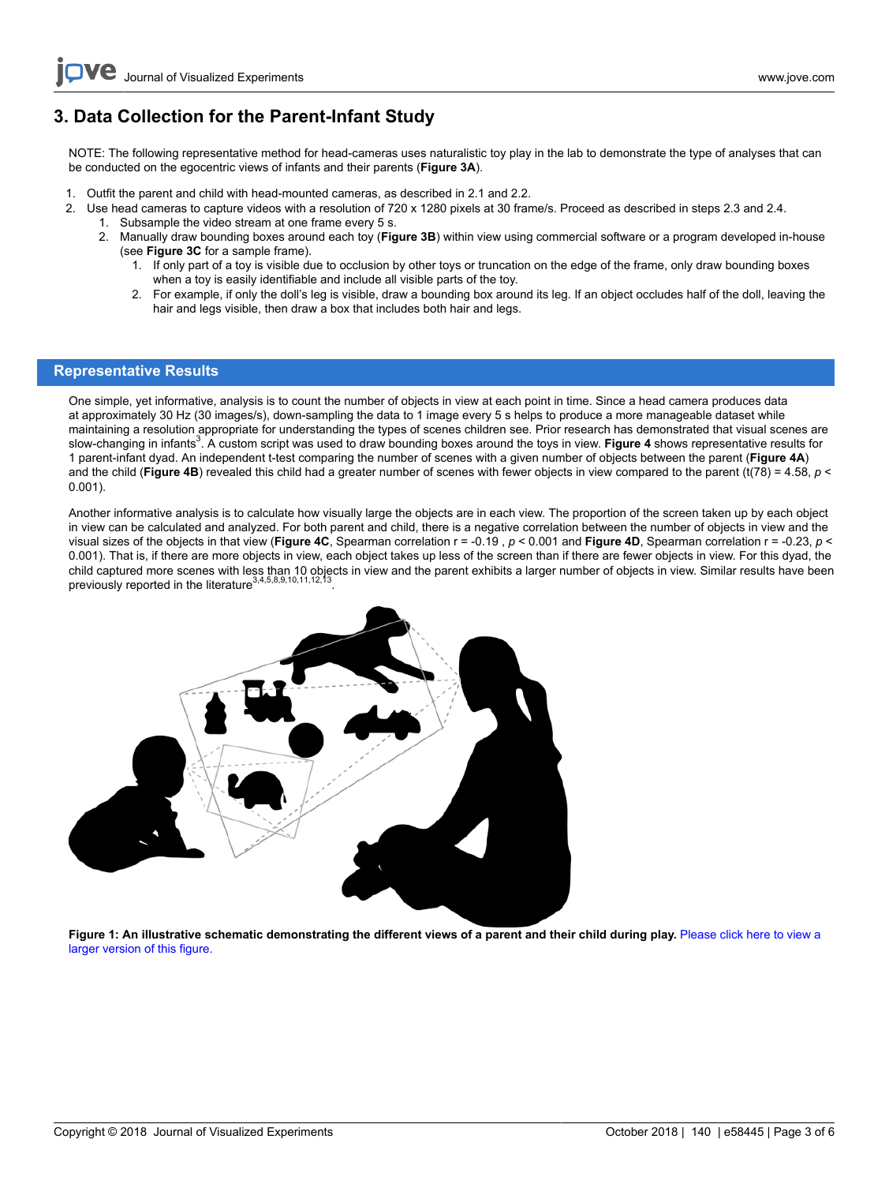## 3. Data Collection for the Parent-Infant Study

NOTE: The following representative method for head-cameras uses naturalistic toy play in the lab to demonstrate the type of analyses that can be conducted on the egocentric views of infants and their parents (**Figure 3A**).

1. Outfit the parent and child with head-mounted cameras, as described in 2.1 and 2.2.
2. Use head cameras to capture videos with a resolution of 720 x 1280 pixels at 30 frame/s. Proceed as described in steps 2.3 and 2.4.
    1. Subsample the video stream at one frame every 5 s.
    2. Manually draw bounding boxes around each toy (**Figure 3B**) within view using commercial software or a program developed in-house (see **Figure 3C** for a sample frame).
        1. If only part of a toy is visible due to occlusion by other toys or truncation on the edge of the frame, only draw bounding boxes when a toy is easily identifiable and include all visible parts of the toy.
        2. For example, if only the doll's leg is visible, draw a bounding box around its leg. If an object occludes half of the doll, leaving the hair and legs visible, then draw a box that includes both hair and legs.

## Representative Results

One simple, yet informative, analysis is to count the number of objects in view at each point in time. Since a head camera produces data at approximately 30 Hz (30 images/s), down-sampling the data to 1 image every 5 s helps to produce a more manageable dataset while maintaining a resolution appropriate for understanding the types of scenes children see. Prior research has demonstrated that visual scenes are slow-changing in infants[3]. A custom script was used to draw bounding boxes around the toys in view. **Figure 4** shows representative results for 1 parent-infant dyad. An independent t-test comparing the number of scenes with a given number of objects between the parent (**Figure 4A**) and the child (**Figure 4B**) revealed this child had a greater number of scenes with fewer objects in view compared to the parent ($t(78) = 4.58$, $p < 0.001$).

Another informative analysis is to calculate how visually large the objects are in each view. The proportion of the screen taken up by each object in view can be calculated and analyzed. For both parent and child, there is a negative correlation between the number of objects in view and the visual sizes of the objects in that view (**Figure 4C**, Spearman correlation $r = -0.19$ , $p < 0.001$ and **Figure 4D**, Spearman correlation $r = -0.23$, $p < 0.001$). That is, if there are more objects in view, each object takes up less of the screen than if there are fewer objects in view. For this dyad, the child captured more scenes with less than 10 objects in view and the parent exhibits a larger number of objects in view. Similar results have been previously reported in the literature[3,4,5,8,9,10,11,12,13].

**Figure 1: An illustrative schematic demonstrating the different views of a parent and their child during play.** Please click here to view a larger version of this figure.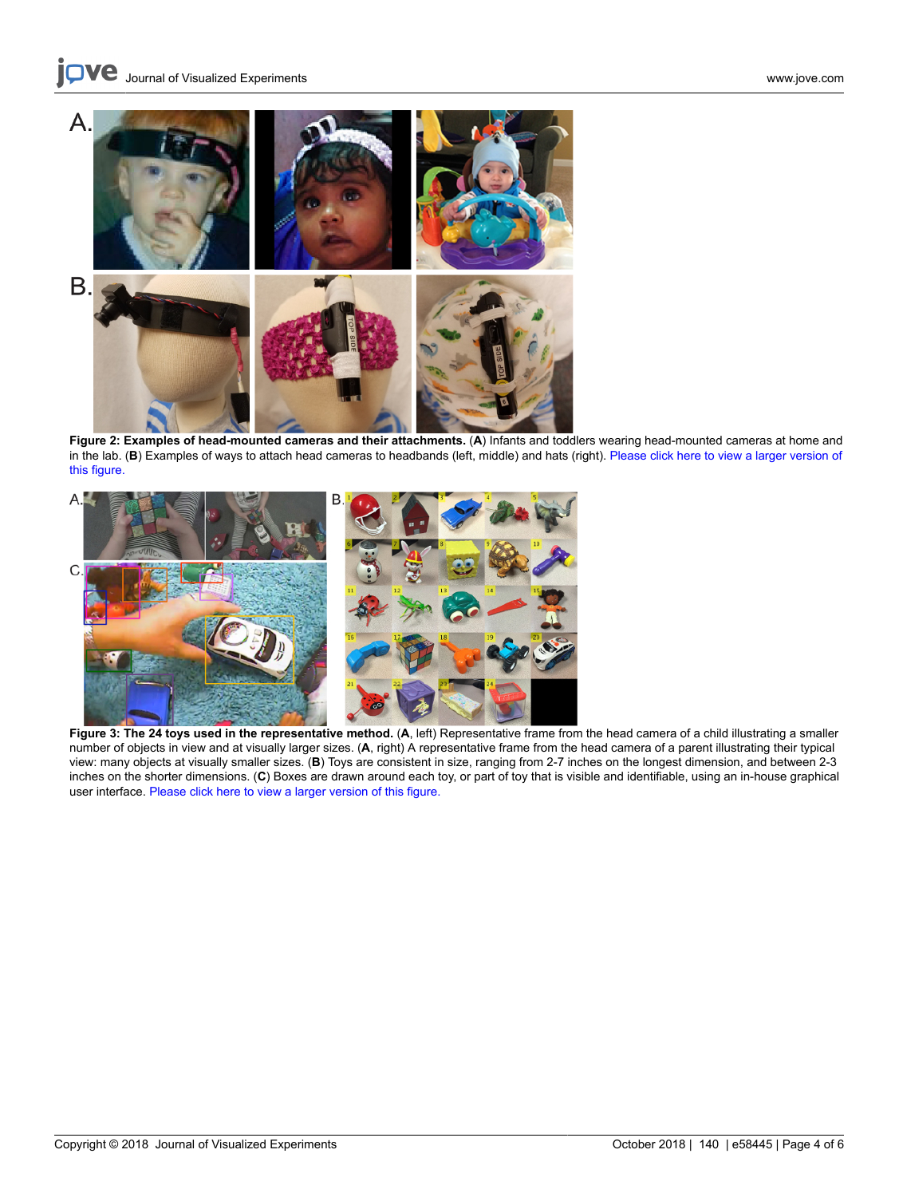**Figure 2: Examples of head-mounted cameras and their attachments.** (**A**) Infants and toddlers wearing head-mounted cameras at home and in the lab. (**B**) Examples of ways to attach head cameras to headbands (left, middle) and hats (right). Please click here to view a larger version of this figure.

**Figure 3: The 24 toys used in the representative method.** (**A**, left) Representative frame from the head camera of a child illustrating a smaller number of objects in view and at visually larger sizes. (**A**, right) A representative frame from the head camera of a parent illustrating their typical view: many objects at visually smaller sizes. (**B**) Toys are consistent in size, ranging from 2-7 inches on the longest dimension, and between 2-3 inches on the shorter dimensions. (**C**) Boxes are drawn around each toy, or part of toy that is visible and identifiable, using an in-house graphical user interface. Please click here to view a larger version of this figure.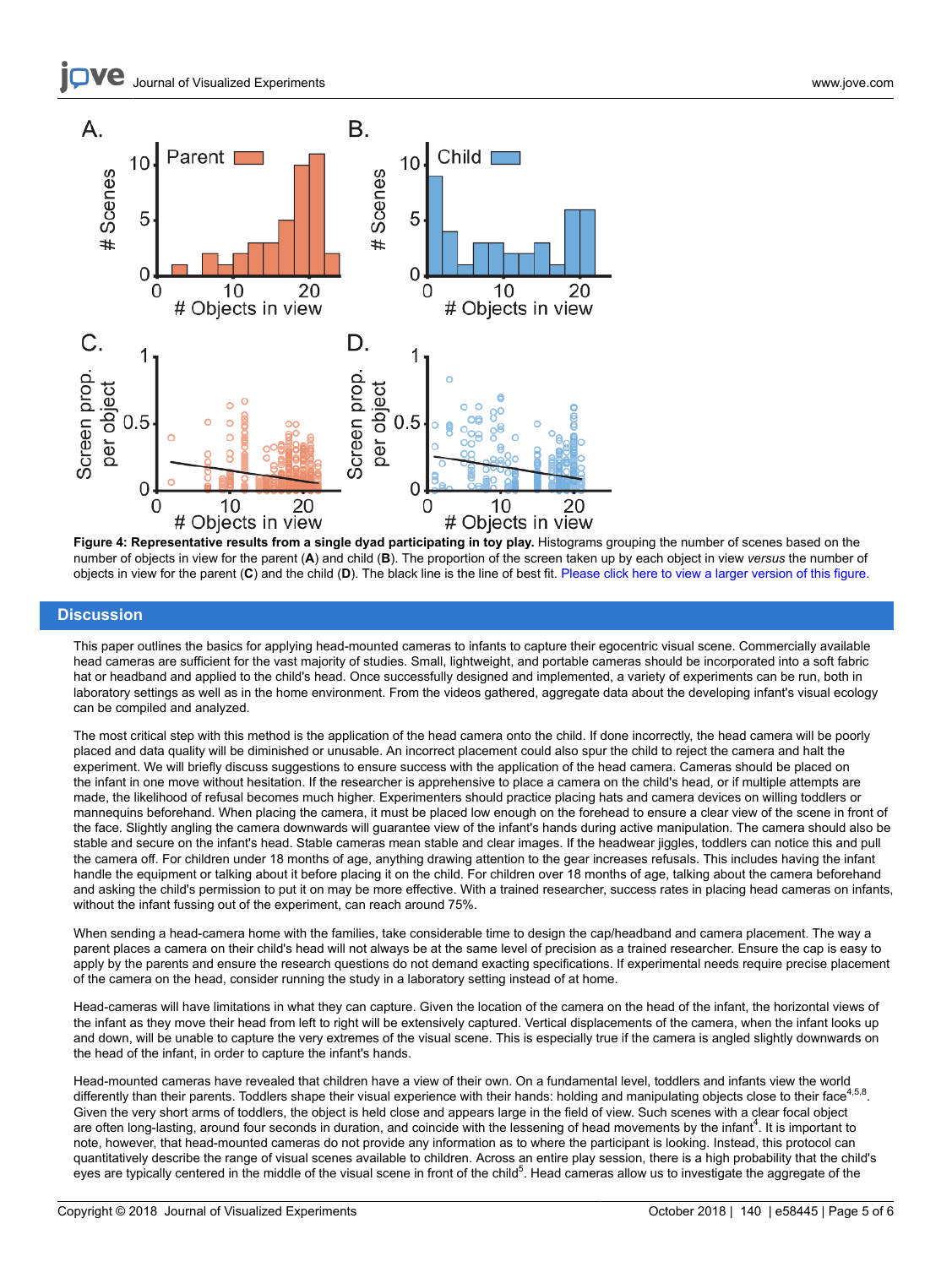**Figure 4: Representative results from a single dyad participating in toy play.** Histograms grouping the number of scenes based on the number of objects in view for the parent (**A**) and child (**B**). The proportion of the screen taken up by each object in view *versus* the number of objects in view for the parent (**C**) and the child (**D**). The black line is the line of best fit. Please click here to view a larger version of this figure.

## Discussion

This paper outlines the basics for applying head-mounted cameras to infants to capture their egocentric visual scene. Commercially available head cameras are sufficient for the vast majority of studies. Small, lightweight, and portable cameras should be incorporated into a soft fabric hat or headband and applied to the child's head. Once successfully designed and implemented, a variety of experiments can be run, both in laboratory settings as well as in the home environment. From the videos gathered, aggregate data about the developing infant's visual ecology can be compiled and analyzed.

The most critical step with this method is the application of the head camera onto the child. If done incorrectly, the head camera will be poorly placed and data quality will be diminished or unusable. An incorrect placement could also spur the child to reject the camera and halt the experiment. We will briefly discuss suggestions to ensure success with the application of the head camera. Cameras should be placed on the infant in one move without hesitation. If the researcher is apprehensive to place a camera on the child's head, or if multiple attempts are made, the likelihood of refusal becomes much higher. Experimenters should practice placing hats and camera devices on willing toddlers or mannequins beforehand. When placing the camera, it must be placed low enough on the forehead to ensure a clear view of the scene in front of the face. Slightly angling the camera downwards will guarantee view of the infant's hands during active manipulation. The camera should also be stable and secure on the infant's head. Stable cameras mean stable and clear images. If the headwear jiggles, toddlers can notice this and pull the camera off. For children under 18 months of age, anything drawing attention to the gear increases refusals. This includes having the infant handle the equipment or talking about it before placing it on the child. For children over 18 months of age, talking about the camera beforehand and asking the child's permission to put it on may be more effective. With a trained researcher, success rates in placing head cameras on infants, without the infant fussing out of the experiment, can reach around 75%.

When sending a head-camera home with the families, take considerable time to design the cap/headband and camera placement. The way a parent places a camera on their child's head will not always be at the same level of precision as a trained researcher. Ensure the cap is easy to apply by the parents and ensure the research questions do not demand exacting specifications. If experimental needs require precise placement of the camera on the head, consider running the study in a laboratory setting instead of at home.

Head-cameras will have limitations in what they can capture. Given the location of the camera on the head of the infant, the horizontal views of the infant as they move their head from left to right will be extensively captured. Vertical displacements of the camera, when the infant looks up and down, will be unable to capture the very extremes of the visual scene. This is especially true if the camera is angled slightly downwards on the head of the infant, in order to capture the infant's hands.

Head-mounted cameras have revealed that children have a view of their own. On a fundamental level, toddlers and infants view the world differently than their parents. Toddlers shape their visual experience with their hands: holding and manipulating objects close to their face[4,5,8]. Given the very short arms of toddlers, the object is held close and appears large in the field of view. Such scenes with a clear focal object are often long-lasting, around four seconds in duration, and coincide with the lessening of head movements by the infant[4]. It is important to note, however, that head-mounted cameras do not provide any information as to where the participant is looking. Instead, this protocol can quantitatively describe the range of visual scenes available to children. Across an entire play session, there is a high probability that the child's eyes are typically centered in the middle of the visual scene in front of the child[5]. Head cameras allow us to investigate the aggregate of the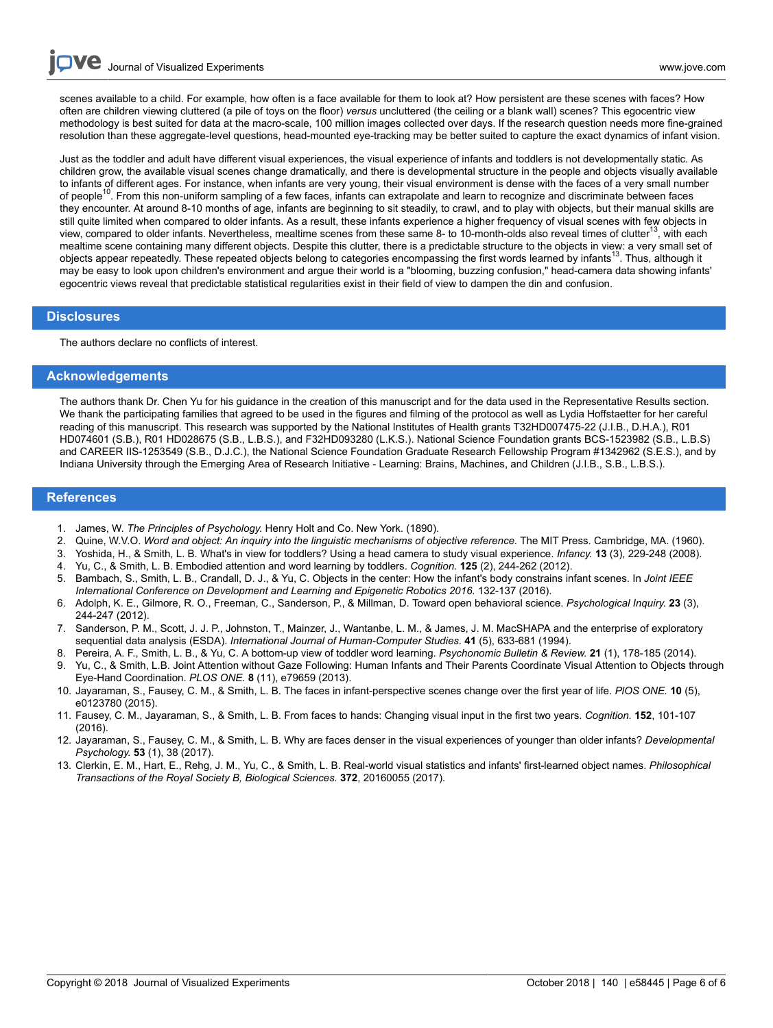scenes available to a child. For example, how often is a face available for them to look at? How persistent are these scenes with faces? How often are children viewing cluttered (a pile of toys on the floor) *versus* uncluttered (the ceiling or a blank wall) scenes? This egocentric view methodology is best suited for data at the macro-scale, 100 million images collected over days. If the research question needs more fine-grained resolution than these aggregate-level questions, head-mounted eye-tracking may be better suited to capture the exact dynamics of infant vision.

Just as the toddler and adult have different visual experiences, the visual experience of infants and toddlers is not developmentally static. As children grow, the available visual scenes change dramatically, and there is developmental structure in the people and objects visually available to infants of different ages. For instance, when infants are very young, their visual environment is dense with the faces of a very small number of people[10]. From this non-uniform sampling of a few faces, infants can extrapolate and learn to recognize and discriminate between faces they encounter. At around 8-10 months of age, infants are beginning to sit steadily, to crawl, and to play with objects, but their manual skills are still quite limited when compared to older infants. As a result, these infants experience a higher frequency of visual scenes with few objects in view, compared to older infants. Nevertheless, mealtime scenes from these same 8- to 10-month-olds also reveal times of clutter[13], with each mealtime scene containing many different objects. Despite this clutter, there is a predictable structure to the objects in view: a very small set of objects appear repeatedly. These repeated objects belong to categories encompassing the first words learned by infants[13]. Thus, although it may be easy to look upon children's environment and argue their world is a "blooming, buzzing confusion," head-camera data showing infants' egocentric views reveal that predictable statistical regularities exist in their field of view to dampen the din and confusion.

## Disclosures

The authors declare no conflicts of interest.

## Acknowledgements

The authors thank Dr. Chen Yu for his guidance in the creation of this manuscript and for the data used in the Representative Results section. We thank the participating families that agreed to be used in the figures and filming of the protocol as well as Lydia Hoffstaetter for her careful reading of this manuscript. This research was supported by the National Institutes of Health grants T32HD007475-22 (J.I.B., D.H.A.), R01 HD074601 (S.B.), R01 HD028675 (S.B., L.B.S.), and F32HD093280 (L.K.S.). National Science Foundation grants BCS-1523982 (S.B., L.B.S) and CAREER IIS-1253549 (S.B., D.J.C.), the National Science Foundation Graduate Research Fellowship Program #1342962 (S.E.S.), and by Indiana University through the Emerging Area of Research Initiative - Learning: Brains, Machines, and Children (J.I.B., S.B., L.B.S.).

## References

1. James, W. *The Principles of Psychology.* Henry Holt and Co. New York. (1890).
2. Quine, W.V.O. *Word and object: An inquiry into the linguistic mechanisms of objective reference.* The MIT Press. Cambridge, MA. (1960).
3. Yoshida, H., & Smith, L. B. What's in view for toddlers? Using a head camera to study visual experience. *Infancy.* **13** (3), 229-248 (2008).
4. Yu, C., & Smith, L. B. Embodied attention and word learning by toddlers. *Cognition.* **125** (2), 244-262 (2012).
5. Bambach, S., Smith, L. B., Crandall, D. J., & Yu, C. Objects in the center: How the infant's body constrains infant scenes. In *Joint IEEE International Conference on Development and Learning and Epigenetic Robotics 2016.* 132-137 (2016).
6. Adolph, K. E., Gilmore, R. O., Freeman, C., Sanderson, P., & Millman, D. Toward open behavioral science. *Psychological Inquiry.* **23** (3), 244-247 (2012).
7. Sanderson, P. M., Scott, J. J. P., Johnston, T., Mainzer, J., Wantanbe, L. M., & James, J. M. MacSHAPA and the enterprise of exploratory sequential data analysis (ESDA). *International Journal of Human-Computer Studies.* **41** (5), 633-681 (1994).
8. Pereira, A. F., Smith, L. B., & Yu, C. A bottom-up view of toddler word learning. *Psychonomic Bulletin & Review.* **21** (1), 178-185 (2014).
9. Yu, C., & Smith, L.B. Joint Attention without Gaze Following: Human Infants and Their Parents Coordinate Visual Attention to Objects through Eye-Hand Coordination. *PLOS ONE.* **8** (11), e79659 (2013).
10. Jayaraman, S., Fausey, C. M., & Smith, L. B. The faces in infant-perspective scenes change over the first year of life. *PlOS ONE.* **10** (5), e0123780 (2015).
11. Fausey, C. M., Jayaraman, S., & Smith, L. B. From faces to hands: Changing visual input in the first two years. *Cognition.* **152**, 101-107 (2016).
12. Jayaraman, S., Fausey, C. M., & Smith, L. B. Why are faces denser in the visual experiences of younger than older infants? *Developmental Psychology.* **53** (1), 38 (2017).
13. Clerkin, E. M., Hart, E., Rehg, J. M., Yu, C., & Smith, L. B. Real-world visual statistics and infants' first-learned object names. *Philosophical Transactions of the Royal Society B, Biological Sciences.* **372**, 20160055 (2017).